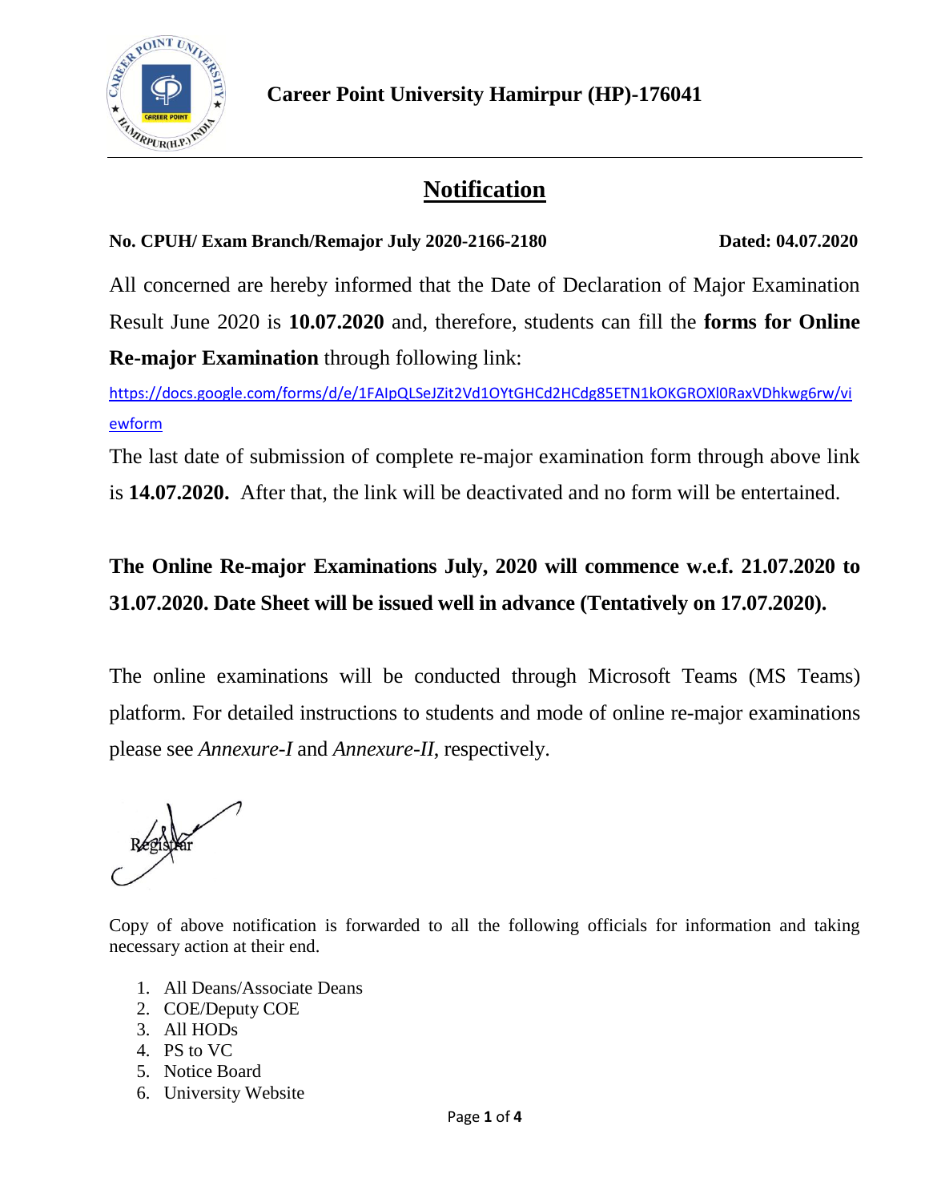**Career Point University Hamirpur (HP)-176041**

# Notification

**No. CPUH/ Exam Branch/Remajor July 2020-2166-2180** **Dated: 04.07.2020**

All concerned are hereby informed that the Date of Declaration of Major Examination Result June 2020 is **10.07.2020** and, therefore, students can fill the **forms for Online Re-major Examination** through following link:

https://docs.google.com/forms/d/e/1FAIpQLSeJZit2Vd1OYtGHCd2HCdg85ETN1kOKGROXl0RaxVDhkwg6rw/viewform

The last date of submission of complete re-major examination form through above link is **14.07.2020.** After that, the link will be deactivated and no form will be entertained.

**The Online Re-major Examinations July, 2020 will commence w.e.f. 21.07.2020 to 31.07.2020. Date Sheet will be issued well in advance (Tentatively on 17.07.2020).**

The online examinations will be conducted through Microsoft Teams (MS Teams) platform. For detailed instructions to students and mode of online re-major examinations please see *Annexure-I* and *Annexure-II*, respectively.

Registrar

Copy of above notification is forwarded to all the following officials for information and taking necessary action at their end.

1. All Deans/Associate Deans
2. COE/Deputy COE
3. All HODs
4. PS to VC
5. Notice Board
6. University Website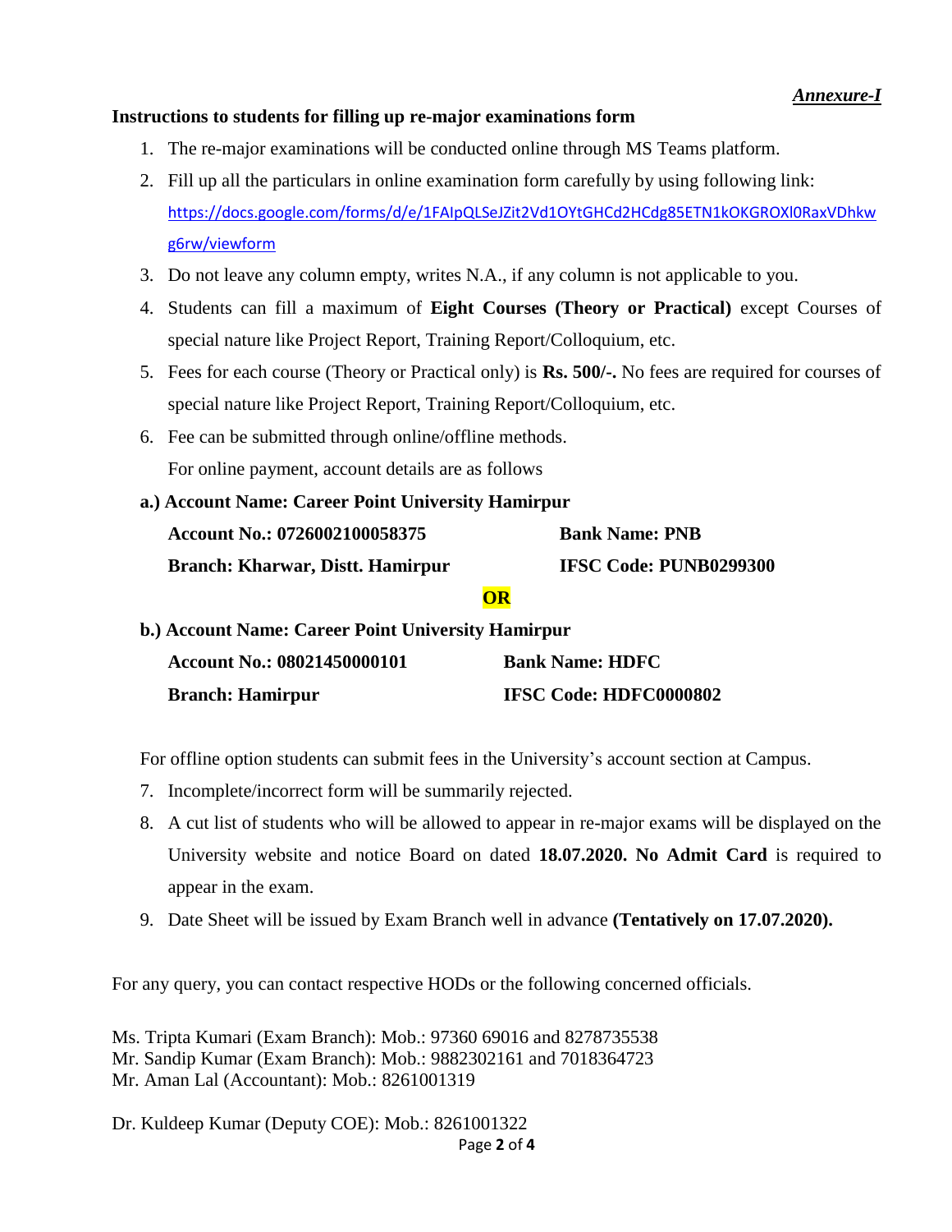*__Annexure-I__*

**Instructions to students for filling up re-major examinations form**

1. The re-major examinations will be conducted online through MS Teams platform.
2. Fill up all the particulars in online examination form carefully by using following link: https://docs.google.com/forms/d/e/1FAIpQLSeJZit2Vd1OYtGHCd2HCdg85ETN1kOKGROXl0RaxVDhkwg6rw/viewform
3. Do not leave any column empty, writes N.A., if any column is not applicable to you.
4. Students can fill a maximum of **Eight Courses (Theory or Practical)** except Courses of special nature like Project Report, Training Report/Colloquium, etc.
5. Fees for each course (Theory or Practical only) is **Rs. 500/-.** No fees are required for courses of special nature like Project Report, Training Report/Colloquium, etc.
6. Fee can be submitted through online/offline methods.
   For online payment, account details are as follows

**a.) Account Name: Career Point University Hamirpur**

| | |
|---|---|
| **Account No.: 0726002100058375** | **Bank Name: PNB** |
| **Branch: Kharwar, Distt. Hamirpur** | **IFSC Code: PUNB0299300** |

**OR**

**b.) Account Name: Career Point University Hamirpur**

| | |
|---|---|
| **Account No.: 08021450000101** | **Bank Name: HDFC** |
| **Branch: Hamirpur** | **IFSC Code: HDFC0000802** |

For offline option students can submit fees in the University's account section at Campus.

7. Incomplete/incorrect form will be summarily rejected.
8. A cut list of students who will be allowed to appear in re-major exams will be displayed on the University website and notice Board on dated **18.07.2020. No Admit Card** is required to appear in the exam.
9. Date Sheet will be issued by Exam Branch well in advance **(Tentatively on 17.07.2020).**

For any query, you can contact respective HODs or the following concerned officials.

Ms. Tripta Kumari (Exam Branch): Mob.: 97360 69016 and 8278735538
Mr. Sandip Kumar (Exam Branch): Mob.: 9882302161 and 7018364723
Mr. Aman Lal (Accountant): Mob.: 8261001319

Dr. Kuldeep Kumar (Deputy COE): Mob.: 8261001322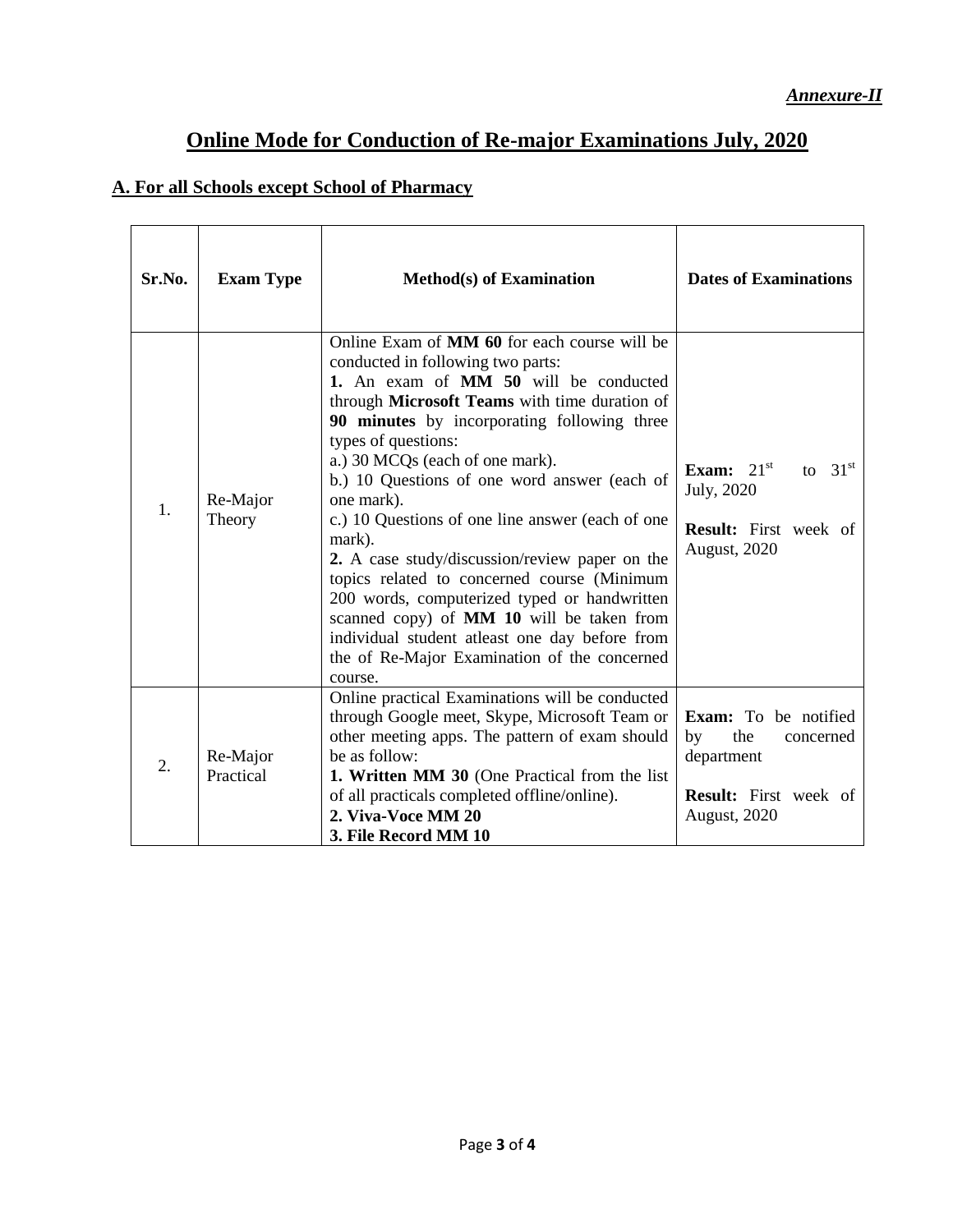***Annexure-II***

# Online Mode for Conduction of Re-major Examinations July, 2020

## A. For all Schools except School of Pharmacy

| Sr.No. | Exam Type | Method(s) of Examination | Dates of Examinations |
|---|---|---|---|
| 1. | Re-Major Theory | Online Exam of **MM 60** for each course will be conducted in following two parts:<br>**1.** An exam of **MM 50** will be conducted through **Microsoft Teams** with time duration of **90 minutes** by incorporating following three types of questions:<br>a.) 30 MCQs (each of one mark).<br>b.) 10 Questions of one word answer (each of one mark).<br>c.) 10 Questions of one line answer (each of one mark).<br>**2.** A case study/discussion/review paper on the topics related to concerned course (Minimum 200 words, computerized typed or handwritten scanned copy) of **MM 10** will be taken from individual student atleast one day before from the of Re-Major Examination of the concerned course. | **Exam:** 21st to 31st July, 2020<br><br>**Result:** First week of August, 2020 |
| 2. | Re-Major Practical | Online practical Examinations will be conducted through Google meet, Skype, Microsoft Team or other meeting apps. The pattern of exam should be as follow:<br>**1. Written MM 30** (One Practical from the list of all practicals completed offline/online).<br>**2. Viva-Voce MM 20**<br>**3. File Record MM 10** | **Exam:** To be notified by the concerned department<br><br>**Result:** First week of August, 2020 |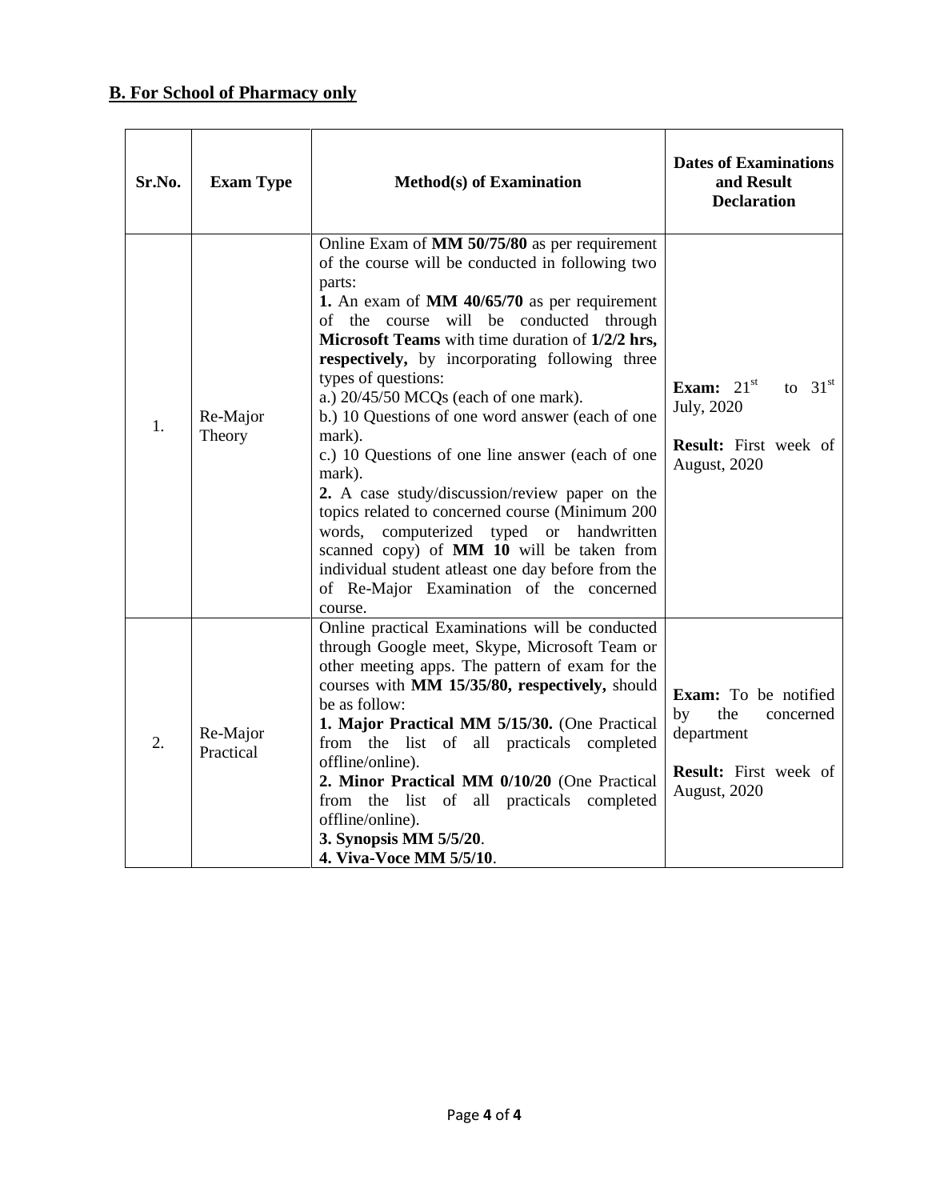## B. For School of Pharmacy only

| Sr.No. | Exam Type | Method(s) of Examination | Dates of Examinations and Result Declaration |
|---|---|---|---|
| 1. | Re-Major Theory | Online Exam of **MM 50/75/80** as per requirement of the course will be conducted in following two parts:<br>**1.** An exam of **MM 40/65/70** as per requirement of the course will be conducted through **Microsoft Teams** with time duration of **1/2/2 hrs, respectively,** by incorporating following three types of questions:<br>a.) 20/45/50 MCQs (each of one mark).<br>b.) 10 Questions of one word answer (each of one mark).<br>c.) 10 Questions of one line answer (each of one mark).<br>**2.** A case study/discussion/review paper on the topics related to concerned course (Minimum 200 words, computerized typed or handwritten scanned copy) of **MM 10** will be taken from individual student atleast one day before from the of Re-Major Examination of the concerned course. | **Exam:** 21st to 31st July, 2020<br><br>**Result:** First week of August, 2020 |
| 2. | Re-Major Practical | Online practical Examinations will be conducted through Google meet, Skype, Microsoft Team or other meeting apps. The pattern of exam for the courses with **MM 15/35/80, respectively,** should be as follow:<br>**1. Major Practical MM 5/15/30.** (One Practical from the list of all practicals completed offline/online).<br>**2. Minor Practical MM 0/10/20** (One Practical from the list of all practicals completed offline/online).<br>**3. Synopsis MM 5/5/20**.<br>**4. Viva-Voce MM 5/5/10**. | **Exam:** To be notified by the concerned department<br><br>**Result:** First week of August, 2020 |